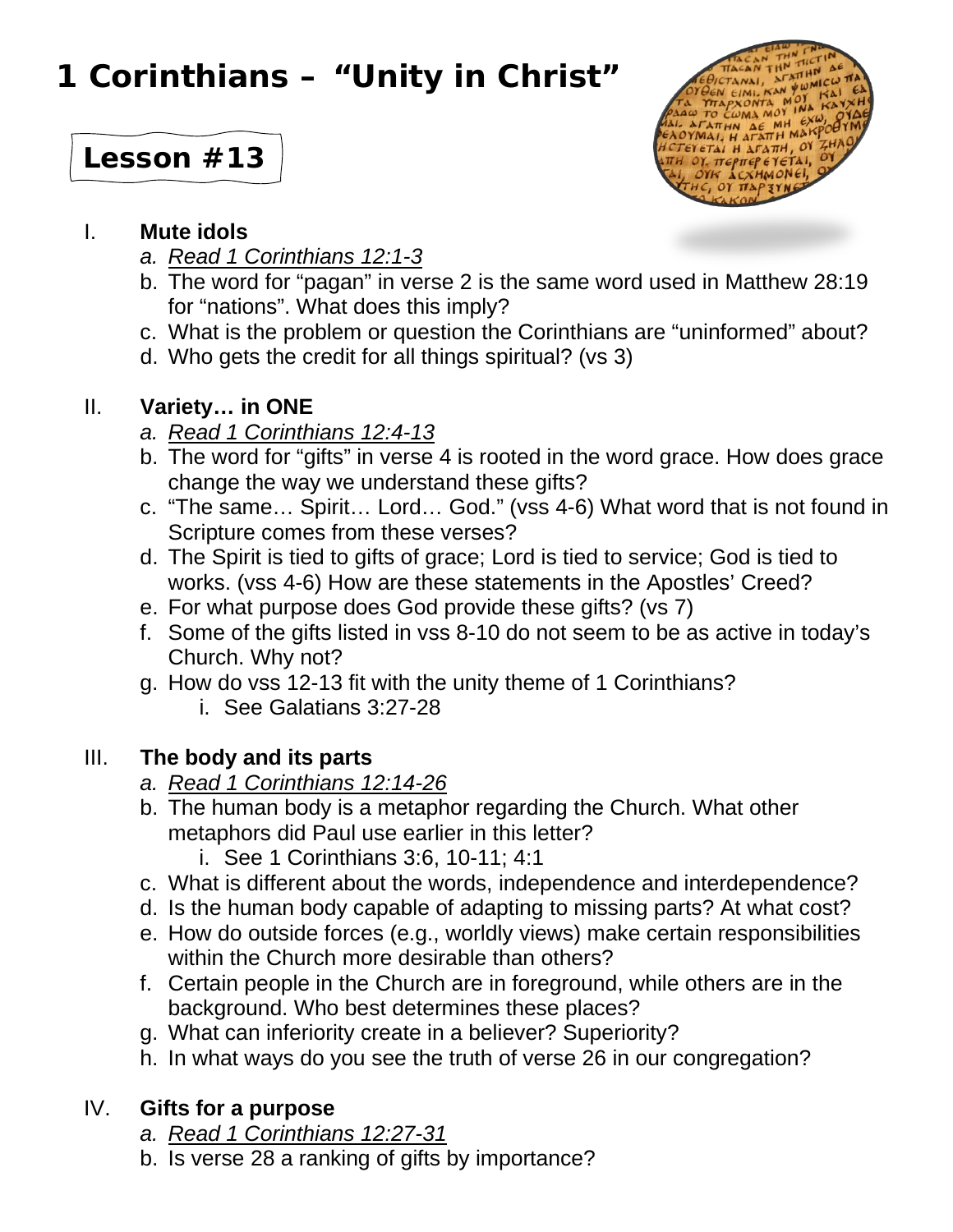# 1 Corinthians – "Unity in Christ"

## Lesson #13

I. **Mute idols**
   a. *Read 1 Corinthians 12:1-3*
   b. The word for "pagan" in verse 2 is the same word used in Matthew 28:19 for "nations". What does this imply?
   c. What is the problem or question the Corinthians are "uninformed" about?
   d. Who gets the credit for all things spiritual? (vs 3)

II. **Variety… in ONE**
   a. *Read 1 Corinthians 12:4-13*
   b. The word for "gifts" in verse 4 is rooted in the word grace. How does grace change the way we understand these gifts?
   c. "The same… Spirit… Lord… God." (vss 4-6) What word that is not found in Scripture comes from these verses?
   d. The Spirit is tied to gifts of grace; Lord is tied to service; God is tied to works. (vss 4-6) How are these statements in the Apostles' Creed?
   e. For what purpose does God provide these gifts? (vs 7)
   f. Some of the gifts listed in vss 8-10 do not seem to be as active in today's Church. Why not?
   g. How do vss 12-13 fit with the unity theme of 1 Corinthians?
      i. See Galatians 3:27-28

III. **The body and its parts**
   a. *Read 1 Corinthians 12:14-26*
   b. The human body is a metaphor regarding the Church. What other metaphors did Paul use earlier in this letter?
      i. See 1 Corinthians 3:6, 10-11; 4:1
   c. What is different about the words, independence and interdependence?
   d. Is the human body capable of adapting to missing parts? At what cost?
   e. How do outside forces (e.g., worldly views) make certain responsibilities within the Church more desirable than others?
   f. Certain people in the Church are in foreground, while others are in the background. Who best determines these places?
   g. What can inferiority create in a believer? Superiority?
   h. In what ways do you see the truth of verse 26 in our congregation?

IV. **Gifts for a purpose**
   a. *Read 1 Corinthians 12:27-31*
   b. Is verse 28 a ranking of gifts by importance?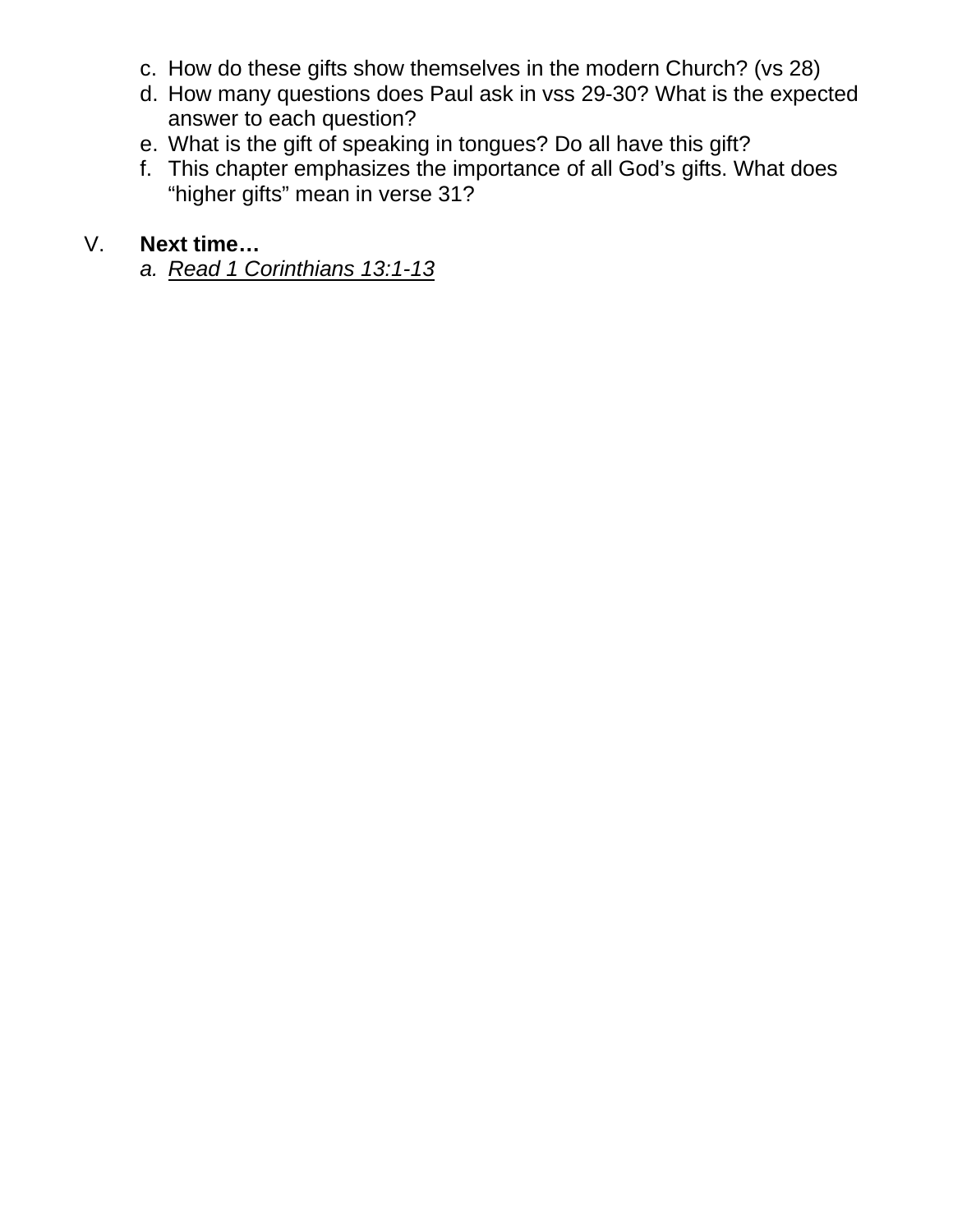c. How do these gifts show themselves in the modern Church? (vs 28)
d. How many questions does Paul ask in vss 29-30? What is the expected answer to each question?
e. What is the gift of speaking in tongues? Do all have this gift?
f. This chapter emphasizes the importance of all God's gifts. What does "higher gifts" mean in verse 31?

V. **Next time…**

a. *Read 1 Corinthians 13:1-13*